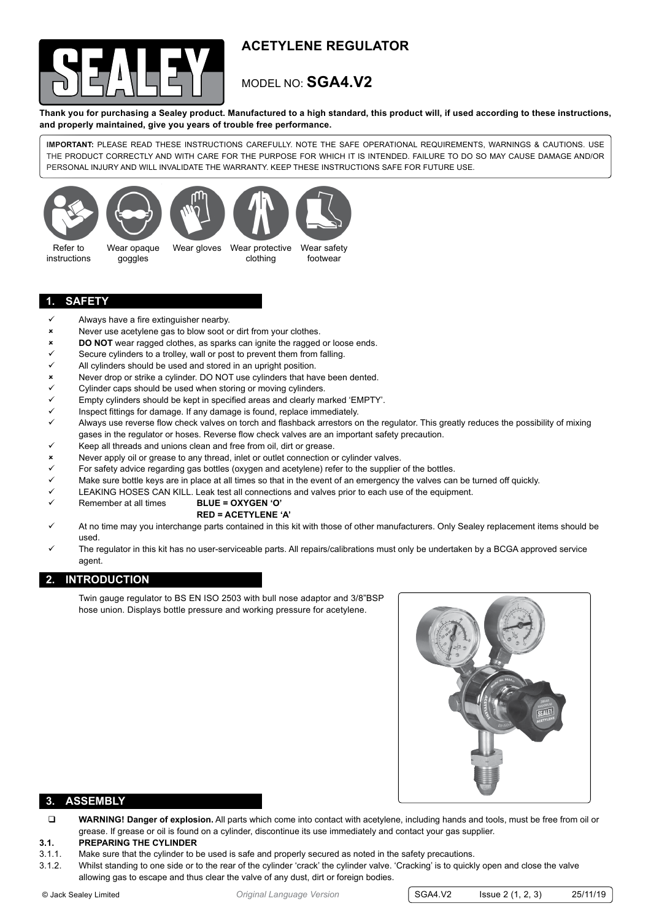# ACETYLENE REGULATOR

MODEL NO: **SGA4.V2**

**Thank you for purchasing a Sealey product. Manufactured to a high standard, this product will, if used according to these instructions, and properly maintained, give you years of trouble free performance.**

**IMPORTANT:** PLEASE READ THESE INSTRUCTIONS CAREFULLY. NOTE THE SAFE OPERATIONAL REQUIREMENTS, WARNINGS & CAUTIONS. USE THE PRODUCT CORRECTLY AND WITH CARE FOR THE PURPOSE FOR WHICH IT IS INTENDED. FAILURE TO DO SO MAY CAUSE DAMAGE AND/OR PERSONAL INJURY AND WILL INVALIDATE THE WARRANTY. KEEP THESE INSTRUCTIONS SAFE FOR FUTURE USE.

Refer to instructions | Wear opaque goggles | Wear gloves | Wear protective clothing | Wear safety footwear

## 1. SAFETY

- ✓ Always have a fire extinguisher nearby.
- ✗ Never use acetylene gas to blow soot or dirt from your clothes.
- ✗ **DO NOT** wear ragged clothes, as sparks can ignite the ragged or loose ends.
- ✓ Secure cylinders to a trolley, wall or post to prevent them from falling.
- ✓ All cylinders should be used and stored in an upright position.
- ✗ Never drop or strike a cylinder. DO NOT use cylinders that have been dented.
- ✓ Cylinder caps should be used when storing or moving cylinders.
- ✓ Empty cylinders should be kept in specified areas and clearly marked 'EMPTY'.
- ✓ Inspect fittings for damage. If any damage is found, replace immediately.
- ✓ Always use reverse flow check valves on torch and flashback arrestors on the regulator. This greatly reduces the possibility of mixing gases in the regulator or hoses. Reverse flow check valves are an important safety precaution.
- ✓ Keep all threads and unions clean and free from oil, dirt or grease.
- ✗ Never apply oil or grease to any thread, inlet or outlet connection or cylinder valves.
- ✓ For safety advice regarding gas bottles (oxygen and acetylene) refer to the supplier of the bottles.
- ✓ Make sure bottle keys are in place at all times so that in the event of an emergency the valves can be turned off quickly.
- ✓ LEAKING HOSES CAN KILL. Leak test all connections and valves prior to each use of the equipment.
- ✓ Remember at all times **BLUE = OXYGEN 'O'**
  **RED = ACETYLENE 'A'**
- ✓ At no time may you interchange parts contained in this kit with those of other manufacturers. Only Sealey replacement items should be used.
- ✓ The regulator in this kit has no user-serviceable parts. All repairs/calibrations must only be undertaken by a BCGA approved service agent.

## 2. INTRODUCTION

Twin gauge regulator to BS EN ISO 2503 with bull nose adaptor and 3/8"BSP hose union. Displays bottle pressure and working pressure for acetylene.

## 3. ASSEMBLY

- ☐ **WARNING! Danger of explosion.** All parts which come into contact with acetylene, including hands and tools, must be free from oil or grease. If grease or oil is found on a cylinder, discontinue its use immediately and contact your gas supplier.

**3.1. PREPARING THE CYLINDER**

3.1.1. Make sure that the cylinder to be used is safe and properly secured as noted in the safety precautions.

3.1.2. Whilst standing to one side or to the rear of the cylinder 'crack' the cylinder valve. 'Cracking' is to quickly open and close the valve allowing gas to escape and thus clear the valve of any dust, dirt or foreign bodies.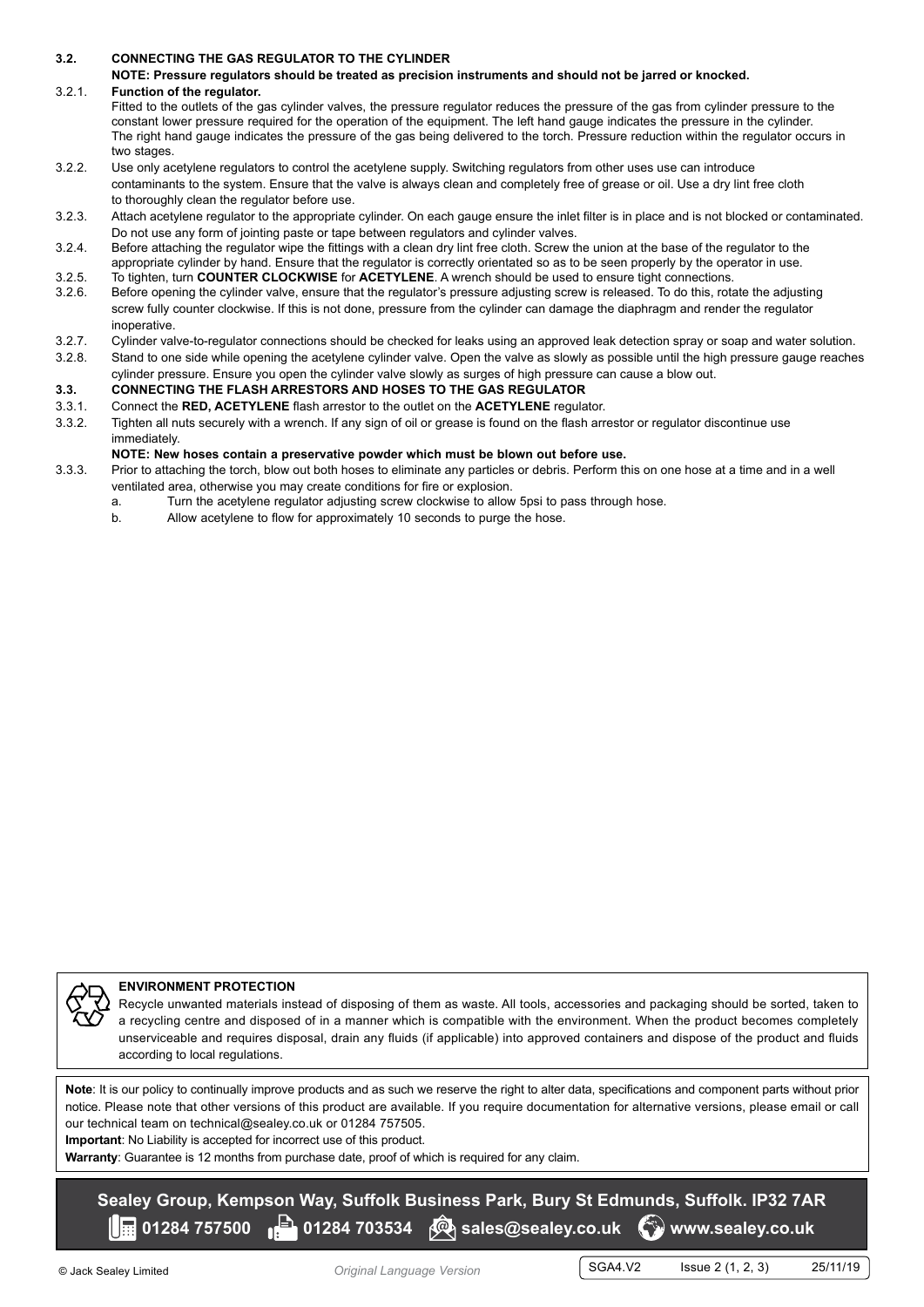### 3.2. CONNECTING THE GAS REGULATOR TO THE CYLINDER

**NOTE: Pressure regulators should be treated as precision instruments and should not be jarred or knocked.**

3.2.1. **Function of the regulator.**
Fitted to the outlets of the gas cylinder valves, the pressure regulator reduces the pressure of the gas from cylinder pressure to the constant lower pressure required for the operation of the equipment. The left hand gauge indicates the pressure in the cylinder. The right hand gauge indicates the pressure of the gas being delivered to the torch. Pressure reduction within the regulator occurs in two stages.

3.2.2. Use only acetylene regulators to control the acetylene supply. Switching regulators from other uses use can introduce contaminants to the system. Ensure that the valve is always clean and completely free of grease or oil. Use a dry lint free cloth to thoroughly clean the regulator before use.

3.2.3. Attach acetylene regulator to the appropriate cylinder. On each gauge ensure the inlet filter is in place and is not blocked or contaminated. Do not use any form of jointing paste or tape between regulators and cylinder valves.

3.2.4. Before attaching the regulator wipe the fittings with a clean dry lint free cloth. Screw the union at the base of the regulator to the appropriate cylinder by hand. Ensure that the regulator is correctly orientated so as to be seen properly by the operator in use.

3.2.5. To tighten, turn **COUNTER CLOCKWISE** for **ACETYLENE**. A wrench should be used to ensure tight connections.

3.2.6. Before opening the cylinder valve, ensure that the regulator's pressure adjusting screw is released. To do this, rotate the adjusting screw fully counter clockwise. If this is not done, pressure from the cylinder can damage the diaphragm and render the regulator inoperative.

3.2.7. Cylinder valve-to-regulator connections should be checked for leaks using an approved leak detection spray or soap and water solution.

3.2.8. Stand to one side while opening the acetylene cylinder valve. Open the valve as slowly as possible until the high pressure gauge reaches cylinder pressure. Ensure you open the cylinder valve slowly as surges of high pressure can cause a blow out.

### 3.3. CONNECTING THE FLASH ARRESTORS AND HOSES TO THE GAS REGULATOR

3.3.1. Connect the **RED, ACETYLENE** flash arrestor to the outlet on the **ACETYLENE** regulator.

3.3.2. Tighten all nuts securely with a wrench. If any sign of oil or grease is found on the flash arrestor or regulator discontinue use immediately.

**NOTE: New hoses contain a preservative powder which must be blown out before use.**

3.3.3. Prior to attaching the torch, blow out both hoses to eliminate any particles or debris. Perform this on one hose at a time and in a well ventilated area, otherwise you may create conditions for fire or explosion.

a. Turn the acetylene regulator adjusting screw clockwise to allow 5psi to pass through hose.

b. Allow acetylene to flow for approximately 10 seconds to purge the hose.

**ENVIRONMENT PROTECTION**

Recycle unwanted materials instead of disposing of them as waste. All tools, accessories and packaging should be sorted, taken to a recycling centre and disposed of in a manner which is compatible with the environment. When the product becomes completely unserviceable and requires disposal, drain any fluids (if applicable) into approved containers and dispose of the product and fluids according to local regulations.

**Note**: It is our policy to continually improve products and as such we reserve the right to alter data, specifications and component parts without prior notice. Please note that other versions of this product are available. If you require documentation for alternative versions, please email or call our technical team on technical@sealey.co.uk or 01284 757505.

**Important**: No Liability is accepted for incorrect use of this product.

**Warranty**: Guarantee is 12 months from purchase date, proof of which is required for any claim.

**Sealey Group, Kempson Way, Suffolk Business Park, Bury St Edmunds, Suffolk. IP32 7AR**

**01284 757500 01284 703534 sales@sealey.co.uk www.sealey.co.uk**

© Jack Sealey Limited *Original Language Version* SGA4.V2 Issue 2 (1, 2, 3) 25/11/19